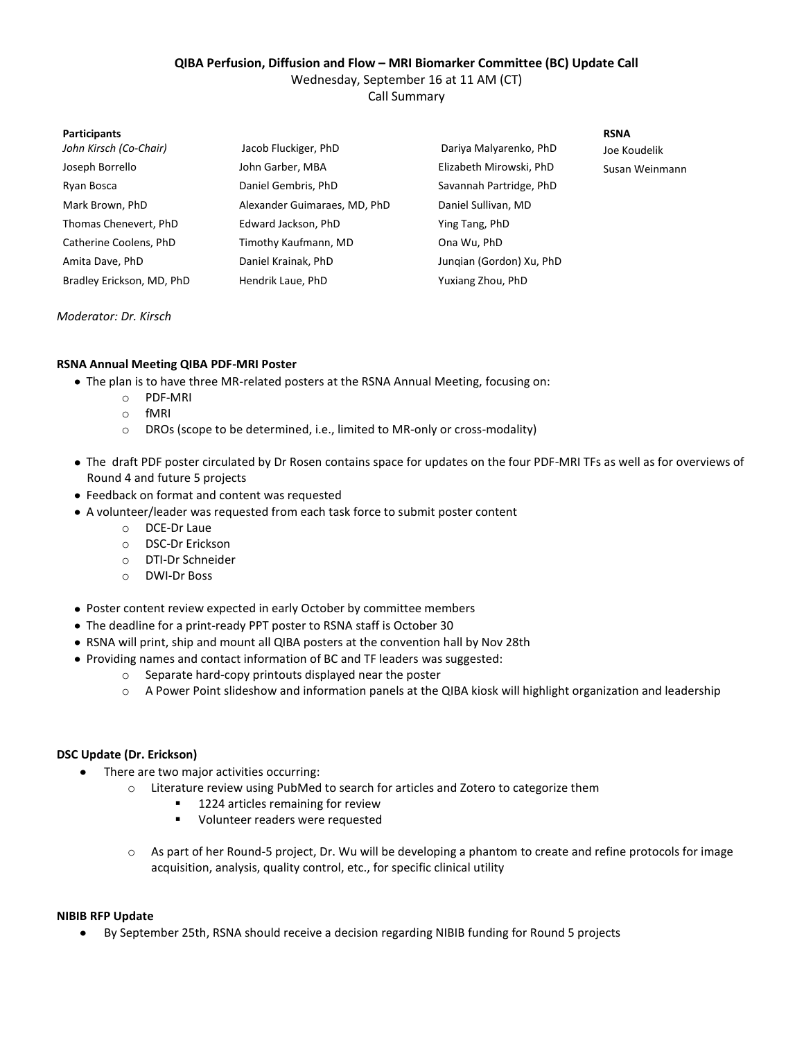**QIBA Perfusion, Diffusion and Flow – MRI Biomarker Committee (BC) Update Call**

Wednesday, September 16 at 11 AM (CT)

Call Summary

| Participants | | | RSNA |
|---|---|---|---|
| *John Kirsch (Co-Chair)* | Jacob Fluckiger, PhD | Dariya Malyarenko, PhD | Joe Koudelik |
| Joseph Borrello | John Garber, MBA | Elizabeth Mirowski, PhD | Susan Weinmann |
| Ryan Bosca | Daniel Gembris, PhD | Savannah Partridge, PhD | |
| Mark Brown, PhD | Alexander Guimaraes, MD, PhD | Daniel Sullivan, MD | |
| Thomas Chenevert, PhD | Edward Jackson, PhD | Ying Tang, PhD | |
| Catherine Coolens, PhD | Timothy Kaufmann, MD | Ona Wu, PhD | |
| Amita Dave, PhD | Daniel Krainak, PhD | Junqian (Gordon) Xu, PhD | |
| Bradley Erickson, MD, PhD | Hendrik Laue, PhD | Yuxiang Zhou, PhD | |

*Moderator: Dr. Kirsch*

**RSNA Annual Meeting QIBA PDF-MRI Poster**

- The plan is to have three MR-related posters at the RSNA Annual Meeting, focusing on:
  - PDF-MRI
  - fMRI
  - DROs (scope to be determined, i.e., limited to MR-only or cross-modality)
- The draft PDF poster circulated by Dr Rosen contains space for updates on the four PDF-MRI TFs as well as for overviews of Round 4 and future 5 projects
- Feedback on format and content was requested
- A volunteer/leader was requested from each task force to submit poster content
  - DCE-Dr Laue
  - DSC-Dr Erickson
  - DTI-Dr Schneider
  - DWI-Dr Boss
- Poster content review expected in early October by committee members
- The deadline for a print-ready PPT poster to RSNA staff is October 30
- RSNA will print, ship and mount all QIBA posters at the convention hall by Nov 28th
- Providing names and contact information of BC and TF leaders was suggested:
  - Separate hard-copy printouts displayed near the poster
  - A Power Point slideshow and information panels at the QIBA kiosk will highlight organization and leadership

**DSC Update (Dr. Erickson)**

- There are two major activities occurring:
  - Literature review using PubMed to search for articles and Zotero to categorize them
    - 1224 articles remaining for review
    - Volunteer readers were requested
  - As part of her Round-5 project, Dr. Wu will be developing a phantom to create and refine protocols for image acquisition, analysis, quality control, etc., for specific clinical utility

**NIBIB RFP Update**

- By September 25th, RSNA should receive a decision regarding NIBIB funding for Round 5 projects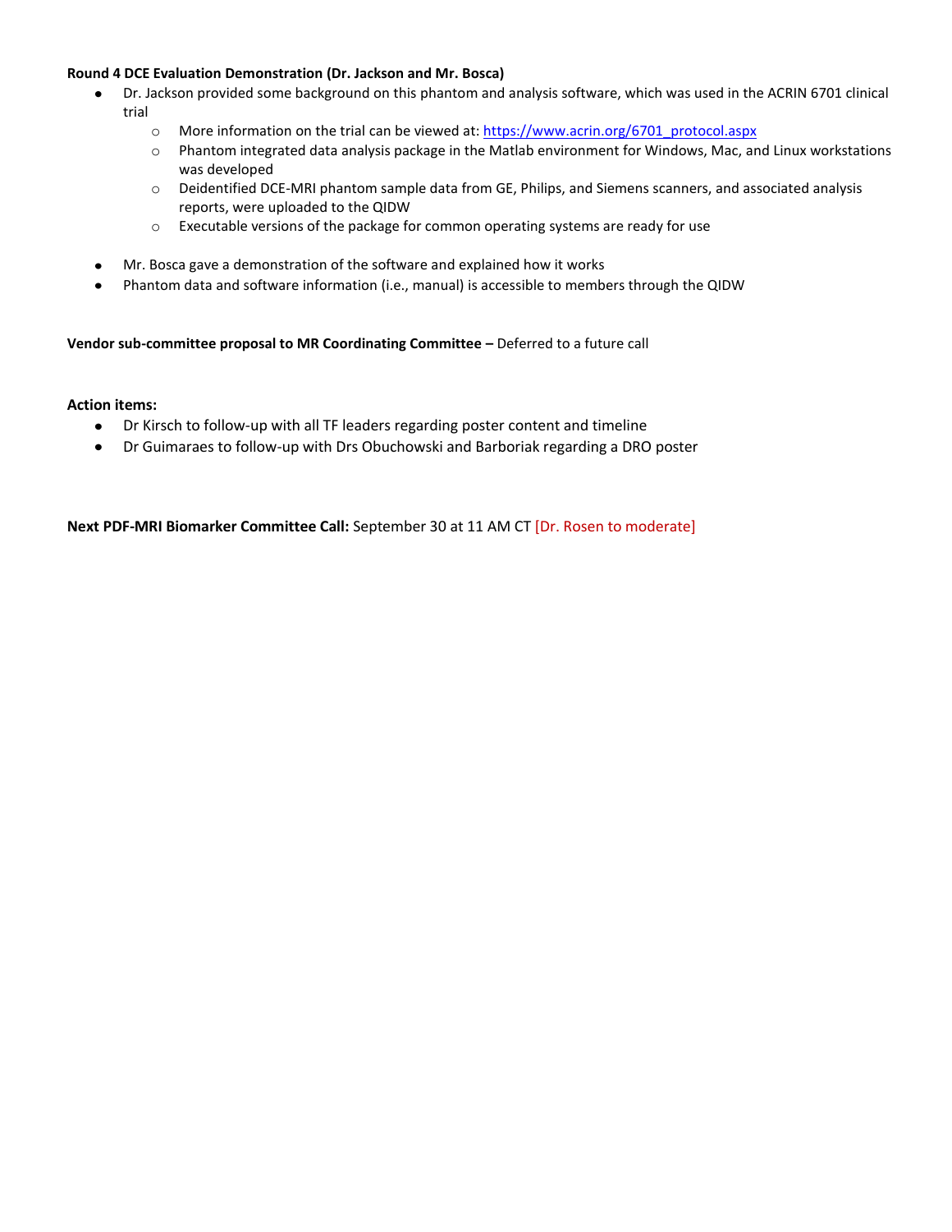**Round 4 DCE Evaluation Demonstration (Dr. Jackson and Mr. Bosca)**

- Dr. Jackson provided some background on this phantom and analysis software, which was used in the ACRIN 6701 clinical trial
  - More information on the trial can be viewed at: [https://www.acrin.org/6701_protocol.aspx](https://www.acrin.org/6701_protocol.aspx)
  - Phantom integrated data analysis package in the Matlab environment for Windows, Mac, and Linux workstations was developed
  - Deidentified DCE-MRI phantom sample data from GE, Philips, and Siemens scanners, and associated analysis reports, were uploaded to the QIDW
  - Executable versions of the package for common operating systems are ready for use
- Mr. Bosca gave a demonstration of the software and explained how it works
- Phantom data and software information (i.e., manual) is accessible to members through the QIDW

**Vendor sub-committee proposal to MR Coordinating Committee –** Deferred to a future call

**Action items:**

- Dr Kirsch to follow-up with all TF leaders regarding poster content and timeline
- Dr Guimaraes to follow-up with Drs Obuchowski and Barboriak regarding a DRO poster

**Next PDF-MRI Biomarker Committee Call:** September 30 at 11 AM CT [Dr. Rosen to moderate]